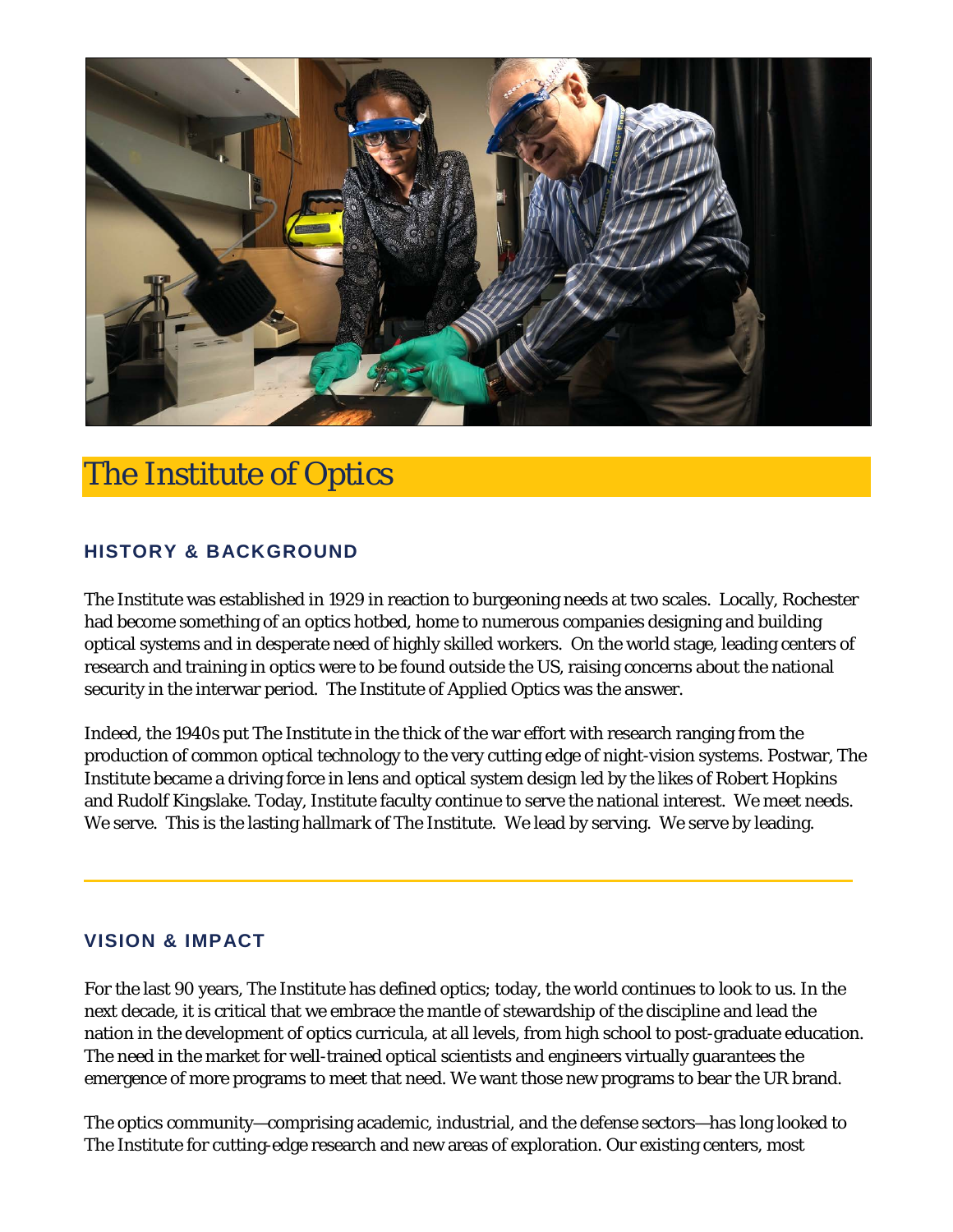# The Institute of Optics

## HISTORY & BACKGROUND

The Institute was established in 1929 in reaction to burgeoning needs at two scales. Locally, Rochester had become something of an optics hotbed, home to numerous companies designing and building optical systems and in desperate need of highly skilled workers. On the world stage, leading centers of research and training in optics were to be found outside the US, raising concerns about the national security in the interwar period. The Institute of Applied Optics was the answer.

Indeed, the 1940s put The Institute in the thick of the war effort with research ranging from the production of common optical technology to the very cutting edge of night-vision systems. Postwar, The Institute became a driving force in lens and optical system design led by the likes of Robert Hopkins and Rudolf Kingslake. Today, Institute faculty continue to serve the national interest. We meet needs. We serve. This is the lasting hallmark of The Institute. We lead by serving. We serve by leading.

---

## VISION & IMPACT

For the last 90 years, The Institute has defined optics; today, the world continues to look to us. In the next decade, it is critical that we embrace the mantle of stewardship of the discipline and lead the nation in the development of optics curricula, at all levels, from high school to post-graduate education. The need in the market for well-trained optical scientists and engineers virtually guarantees the emergence of more programs to meet that need. We want those new programs to bear the UR brand.

The optics community—comprising academic, industrial, and the defense sectors—has long looked to The Institute for cutting-edge research and new areas of exploration. Our existing centers, most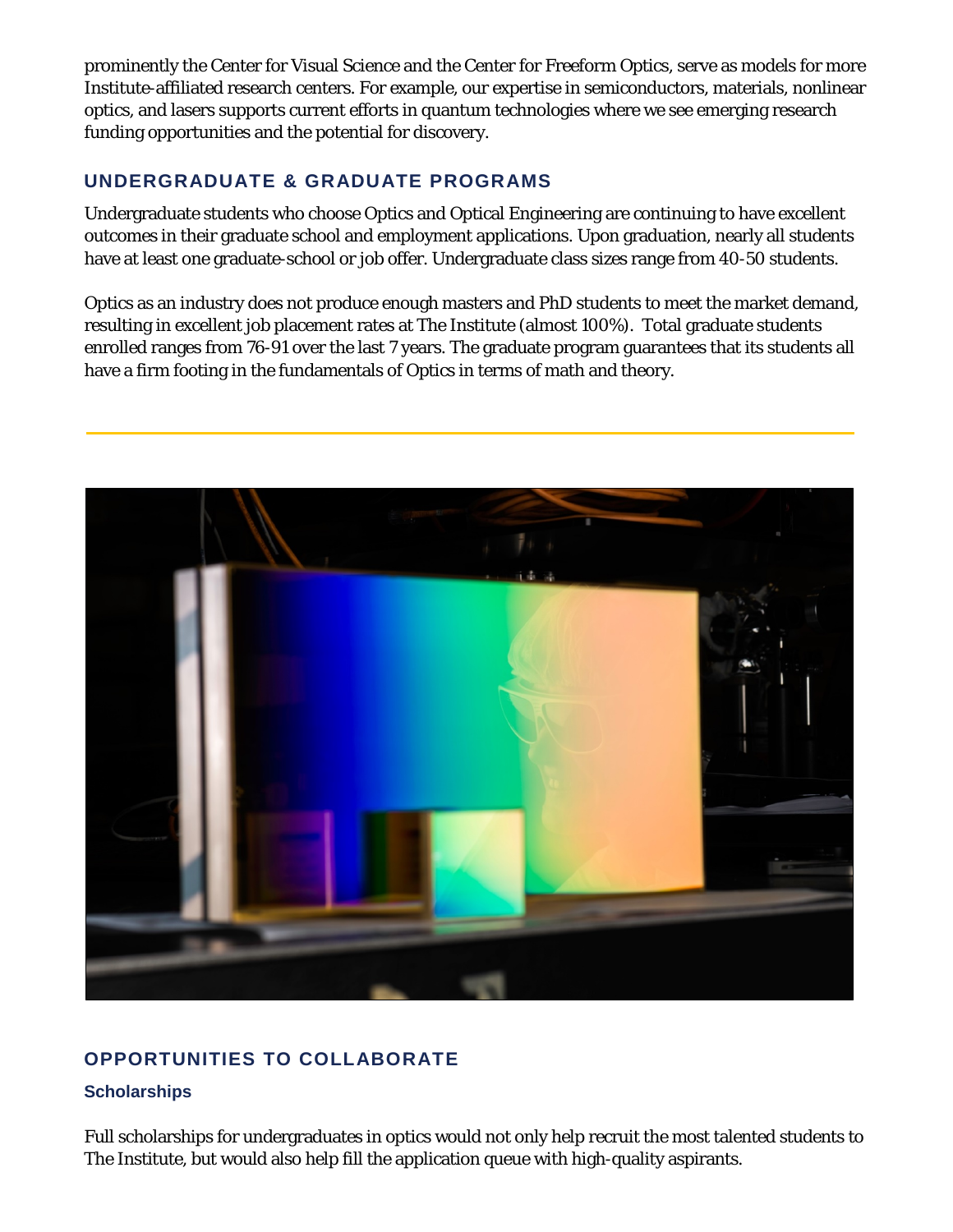prominently the Center for Visual Science and the Center for Freeform Optics, serve as models for more Institute-affiliated research centers. For example, our expertise in semiconductors, materials, nonlinear optics, and lasers supports current efforts in quantum technologies where we see emerging research funding opportunities and the potential for discovery.

## UNDERGRADUATE & GRADUATE PROGRAMS

Undergraduate students who choose Optics and Optical Engineering are continuing to have excellent outcomes in their graduate school and employment applications. Upon graduation, nearly all students have at least one graduate-school or job offer. Undergraduate class sizes range from 40-50 students.

Optics as an industry does not produce enough masters and PhD students to meet the market demand, resulting in excellent job placement rates at The Institute (almost 100%). Total graduate students enrolled ranges from 76-91 over the last 7 years. The graduate program guarantees that its students all have a firm footing in the fundamentals of Optics in terms of math and theory.

## OPPORTUNITIES TO COLLABORATE

### Scholarships

Full scholarships for undergraduates in optics would not only help recruit the most talented students to The Institute, but would also help fill the application queue with high-quality aspirants.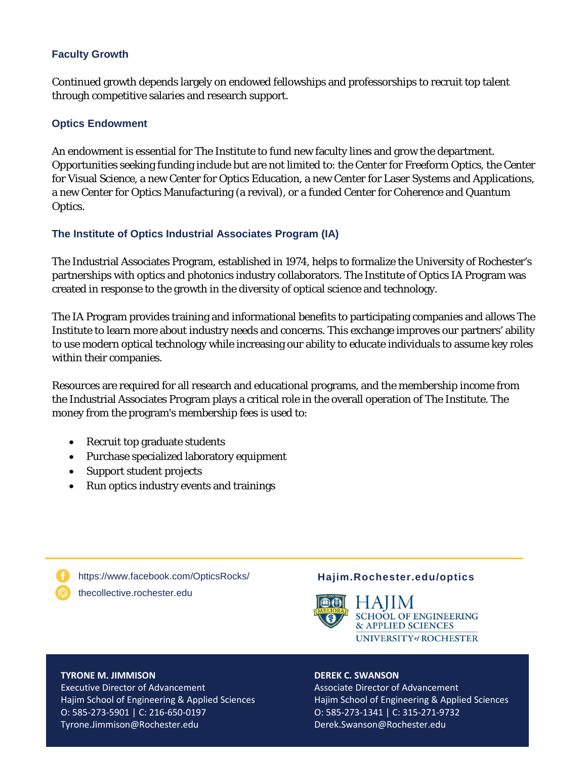### Faculty Growth

Continued growth depends largely on endowed fellowships and professorships to recruit top talent through competitive salaries and research support.

### Optics Endowment

An endowment is essential for The Institute to fund new faculty lines and grow the department. Opportunities seeking funding include but are not limited to: the Center for Freeform Optics, the Center for Visual Science, a new Center for Optics Education, a new Center for Laser Systems and Applications, a new Center for Optics Manufacturing (a revival), or a funded Center for Coherence and Quantum Optics.

### The Institute of Optics Industrial Associates Program (IA)

The Industrial Associates Program, established in 1974, helps to formalize the University of Rochester's partnerships with optics and photonics industry collaborators. The Institute of Optics IA Program was created in response to the growth in the diversity of optical science and technology.

The IA Program provides training and informational benefits to participating companies and allows The Institute to learn more about industry needs and concerns. This exchange improves our partners' ability to use modern optical technology while increasing our ability to educate individuals to assume key roles within their companies.

Resources are required for all research and educational programs, and the membership income from the Industrial Associates Program plays a critical role in the overall operation of The Institute. The money from the program's membership fees is used to:

- Recruit top graduate students
- Purchase specialized laboratory equipment
- Support student projects
- Run optics industry events and trainings

---

https://www.facebook.com/OpticsRocks/

thecollective.rochester.edu

**Hajim.Rochester.edu/optics**

HAJIM SCHOOL OF ENGINEERING & APPLIED SCIENCES
UNIVERSITY of ROCHESTER

**TYRONE M. JIMMISON**
Executive Director of Advancement
Hajim School of Engineering & Applied Sciences
O: 585-273-5901 | C: 216-650-0197
Tyrone.Jimmison@Rochester.edu

**DEREK C. SWANSON**
Associate Director of Advancement
Hajim School of Engineering & Applied Sciences
O: 585-273-1341 | C: 315-271-9732
Derek.Swanson@Rochester.edu